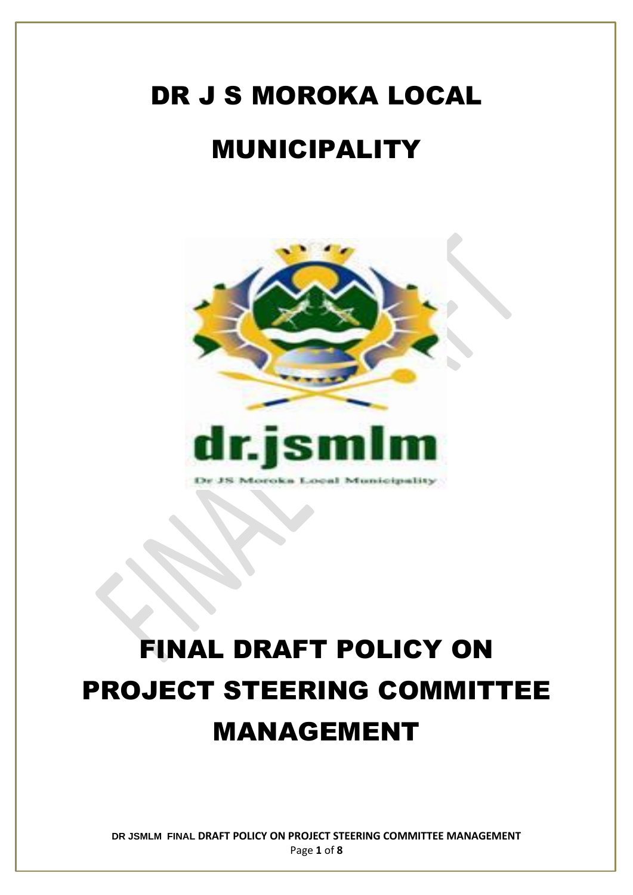# DR J S MOROKA LOCAL MUNICIPALITY

dr.jsmlm

Dr JS Moroka Local Municipality

# FINAL DRAFT POLICY ON PROJECT STEERING COMMITTEE MANAGEMENT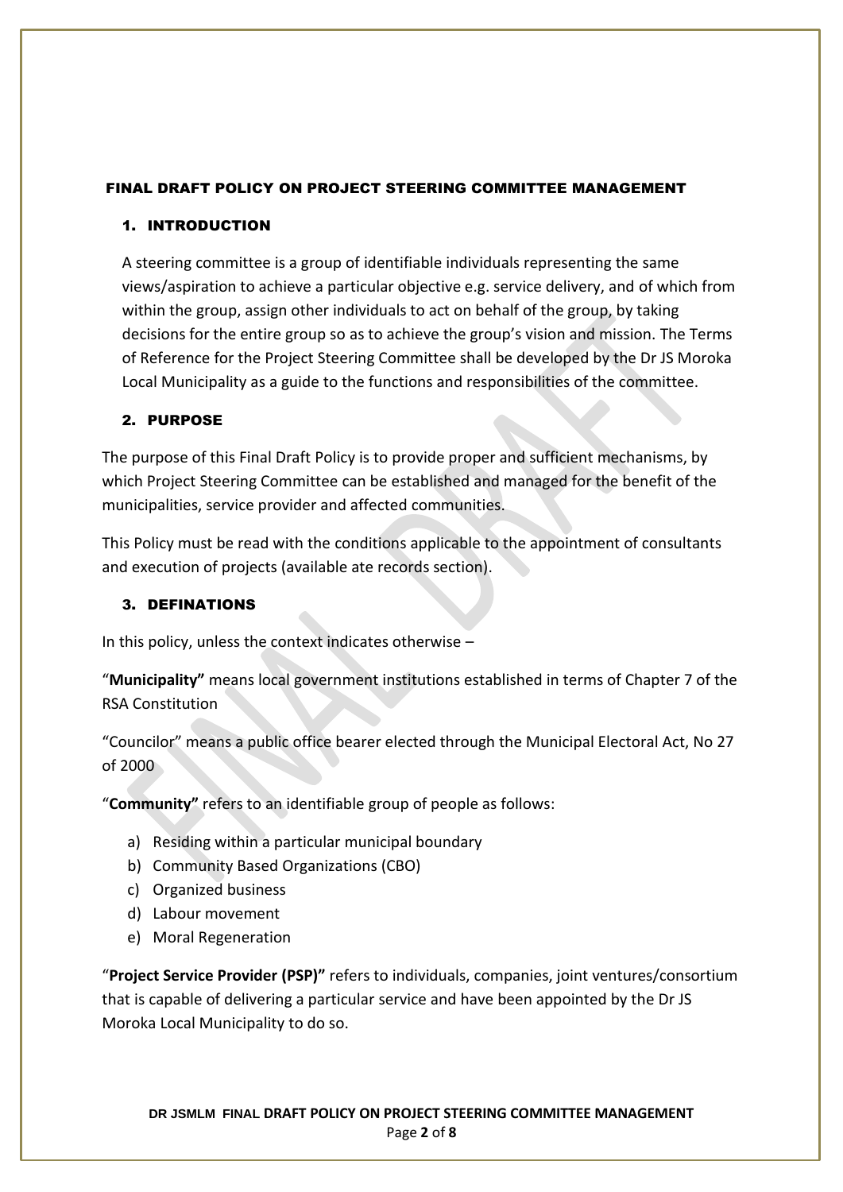# FINAL DRAFT POLICY ON PROJECT STEERING COMMITTEE MANAGEMENT

## 1. INTRODUCTION

A steering committee is a group of identifiable individuals representing the same views/aspiration to achieve a particular objective e.g. service delivery, and of which from within the group, assign other individuals to act on behalf of the group, by taking decisions for the entire group so as to achieve the group's vision and mission. The Terms of Reference for the Project Steering Committee shall be developed by the Dr JS Moroka Local Municipality as a guide to the functions and responsibilities of the committee.

## 2. PURPOSE

The purpose of this Final Draft Policy is to provide proper and sufficient mechanisms, by which Project Steering Committee can be established and managed for the benefit of the municipalities, service provider and affected communities.

This Policy must be read with the conditions applicable to the appointment of consultants and execution of projects (available ate records section).

## 3. DEFINATIONS

In this policy, unless the context indicates otherwise –

"**Municipality"** means local government institutions established in terms of Chapter 7 of the RSA Constitution

"Councilor" means a public office bearer elected through the Municipal Electoral Act, No 27 of 2000

"**Community"** refers to an identifiable group of people as follows:

a) Residing within a particular municipal boundary
b) Community Based Organizations (CBO)
c) Organized business
d) Labour movement
e) Moral Regeneration

"**Project Service Provider (PSP)"** refers to individuals, companies, joint ventures/consortium that is capable of delivering a particular service and have been appointed by the Dr JS Moroka Local Municipality to do so.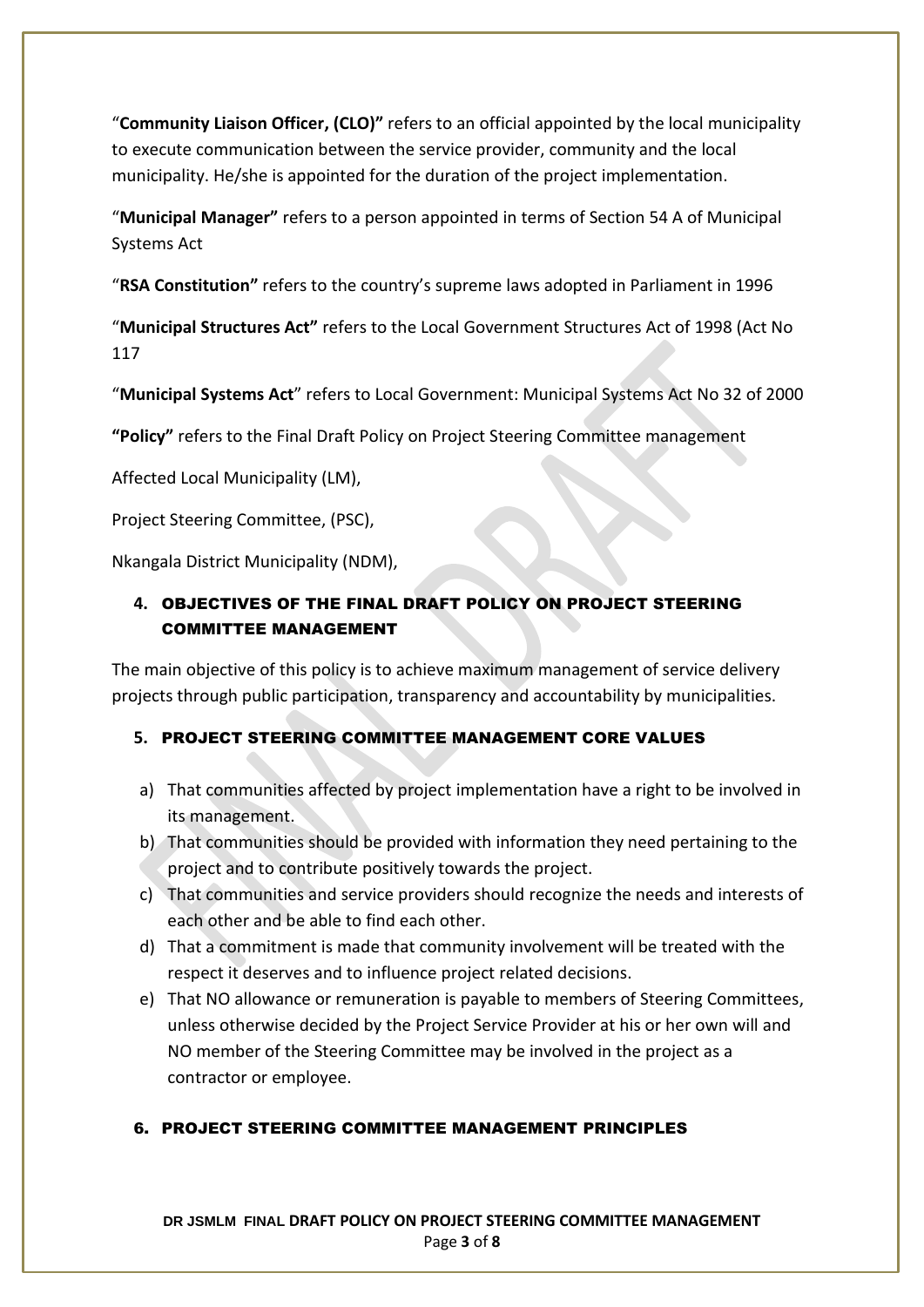"**Community Liaison Officer, (CLO)"** refers to an official appointed by the local municipality to execute communication between the service provider, community and the local municipality. He/she is appointed for the duration of the project implementation.

"**Municipal Manager"** refers to a person appointed in terms of Section 54 A of Municipal Systems Act

"**RSA Constitution"** refers to the country's supreme laws adopted in Parliament in 1996

"**Municipal Structures Act"** refers to the Local Government Structures Act of 1998 (Act No 117

"**Municipal Systems Act**" refers to Local Government: Municipal Systems Act No 32 of 2000

**"Policy"** refers to the Final Draft Policy on Project Steering Committee management

Affected Local Municipality (LM),

Project Steering Committee, (PSC),

Nkangala District Municipality (NDM),

## 4. OBJECTIVES OF THE FINAL DRAFT POLICY ON PROJECT STEERING COMMITTEE MANAGEMENT

The main objective of this policy is to achieve maximum management of service delivery projects through public participation, transparency and accountability by municipalities.

## 5. PROJECT STEERING COMMITTEE MANAGEMENT CORE VALUES

a) That communities affected by project implementation have a right to be involved in its management.
b) That communities should be provided with information they need pertaining to the project and to contribute positively towards the project.
c) That communities and service providers should recognize the needs and interests of each other and be able to find each other.
d) That a commitment is made that community involvement will be treated with the respect it deserves and to influence project related decisions.
e) That NO allowance or remuneration is payable to members of Steering Committees, unless otherwise decided by the Project Service Provider at his or her own will and NO member of the Steering Committee may be involved in the project as a contractor or employee.

## 6. PROJECT STEERING COMMITTEE MANAGEMENT PRINCIPLES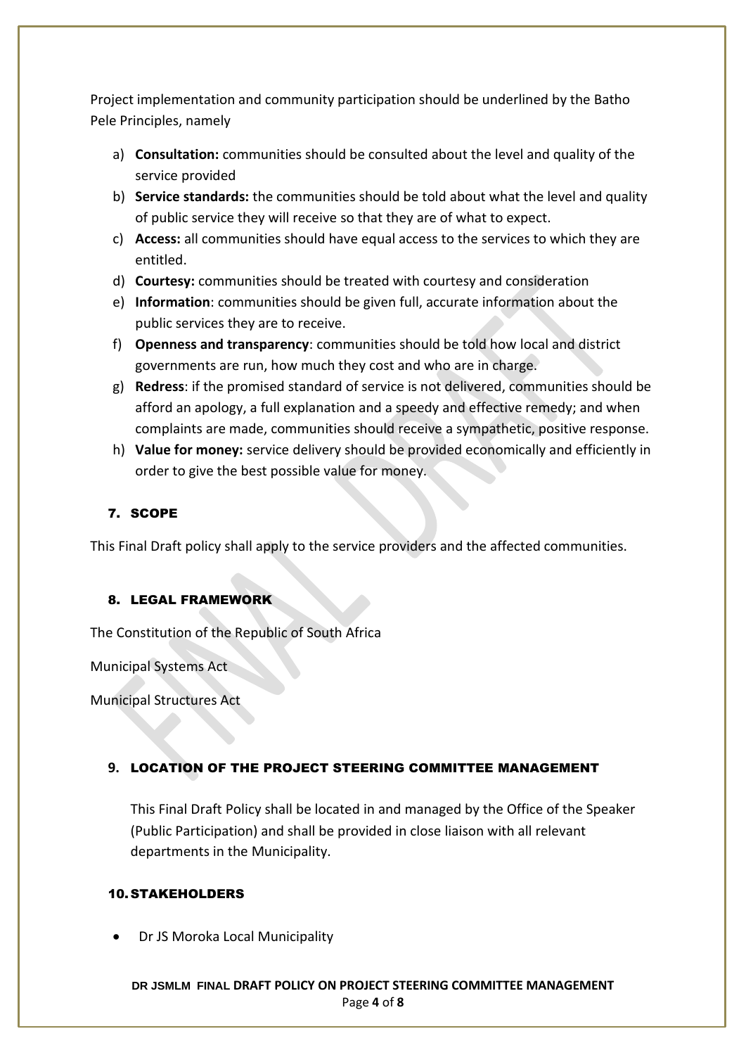Project implementation and community participation should be underlined by the Batho Pele Principles, namely

a) **Consultation:** communities should be consulted about the level and quality of the service provided
b) **Service standards:** the communities should be told about what the level and quality of public service they will receive so that they are of what to expect.
c) **Access:** all communities should have equal access to the services to which they are entitled.
d) **Courtesy:** communities should be treated with courtesy and consideration
e) **Information**: communities should be given full, accurate information about the public services they are to receive.
f) **Openness and transparency**: communities should be told how local and district governments are run, how much they cost and who are in charge.
g) **Redress**: if the promised standard of service is not delivered, communities should be afford an apology, a full explanation and a speedy and effective remedy; and when complaints are made, communities should receive a sympathetic, positive response.
h) **Value for money:** service delivery should be provided economically and efficiently in order to give the best possible value for money.

## 7. SCOPE

This Final Draft policy shall apply to the service providers and the affected communities.

## 8. LEGAL FRAMEWORK

The Constitution of the Republic of South Africa

Municipal Systems Act

Municipal Structures Act

## 9. LOCATION OF THE PROJECT STEERING COMMITTEE MANAGEMENT

This Final Draft Policy shall be located in and managed by the Office of the Speaker (Public Participation) and shall be provided in close liaison with all relevant departments in the Municipality.

## 10. STAKEHOLDERS

- Dr JS Moroka Local Municipality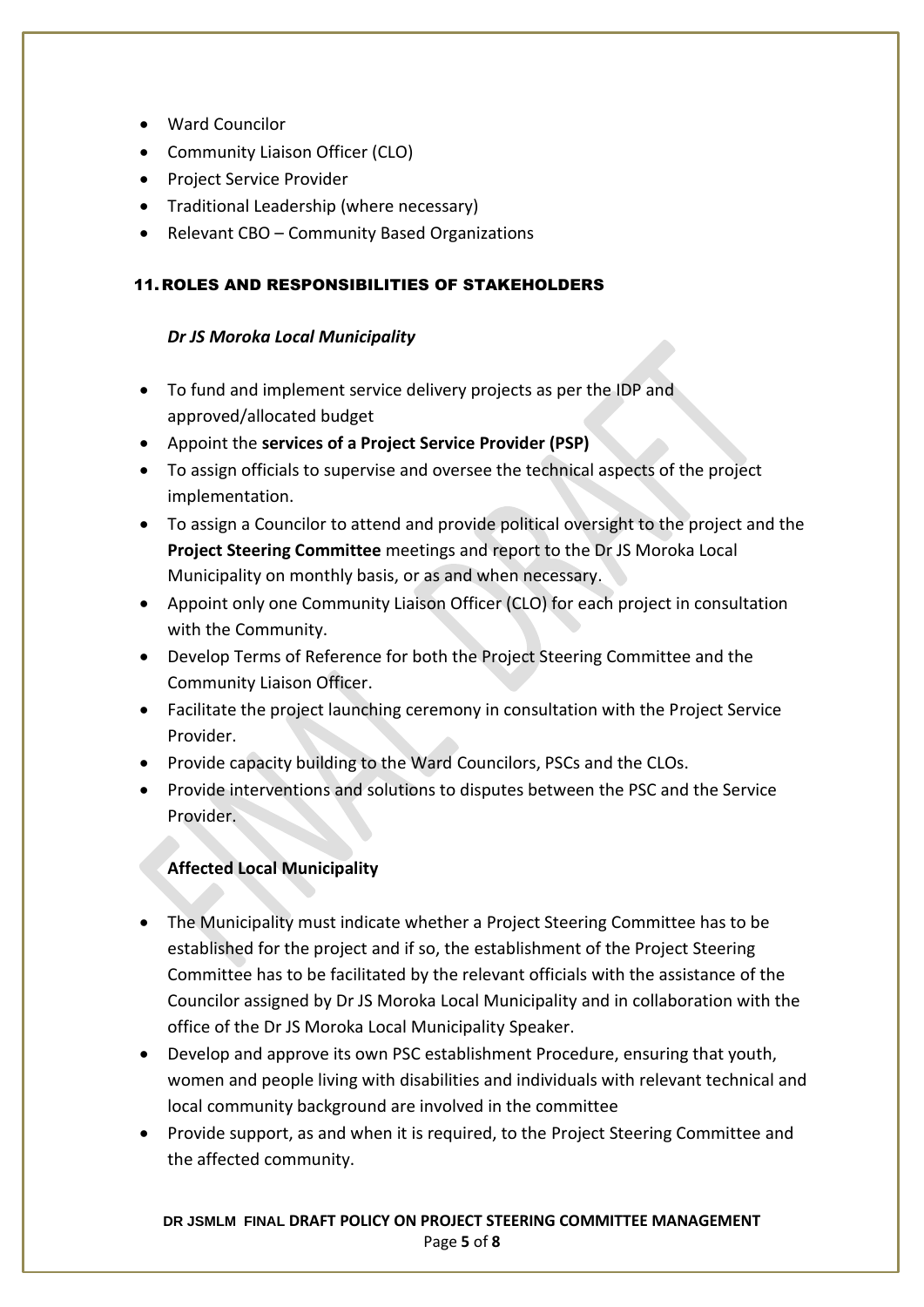- Ward Councilor
- Community Liaison Officer (CLO)
- Project Service Provider
- Traditional Leadership (where necessary)
- Relevant CBO – Community Based Organizations

## 11. ROLES AND RESPONSIBILITIES OF STAKEHOLDERS

***Dr JS Moroka Local Municipality***

- To fund and implement service delivery projects as per the IDP and approved/allocated budget
- Appoint the **services of a Project Service Provider (PSP)**
- To assign officials to supervise and oversee the technical aspects of the project implementation.
- To assign a Councilor to attend and provide political oversight to the project and the **Project Steering Committee** meetings and report to the Dr JS Moroka Local Municipality on monthly basis, or as and when necessary.
- Appoint only one Community Liaison Officer (CLO) for each project in consultation with the Community.
- Develop Terms of Reference for both the Project Steering Committee and the Community Liaison Officer.
- Facilitate the project launching ceremony in consultation with the Project Service Provider.
- Provide capacity building to the Ward Councilors, PSCs and the CLOs.
- Provide interventions and solutions to disputes between the PSC and the Service Provider.

**Affected Local Municipality**

- The Municipality must indicate whether a Project Steering Committee has to be established for the project and if so, the establishment of the Project Steering Committee has to be facilitated by the relevant officials with the assistance of the Councilor assigned by Dr JS Moroka Local Municipality and in collaboration with the office of the Dr JS Moroka Local Municipality Speaker.
- Develop and approve its own PSC establishment Procedure, ensuring that youth, women and people living with disabilities and individuals with relevant technical and local community background are involved in the committee
- Provide support, as and when it is required, to the Project Steering Committee and the affected community.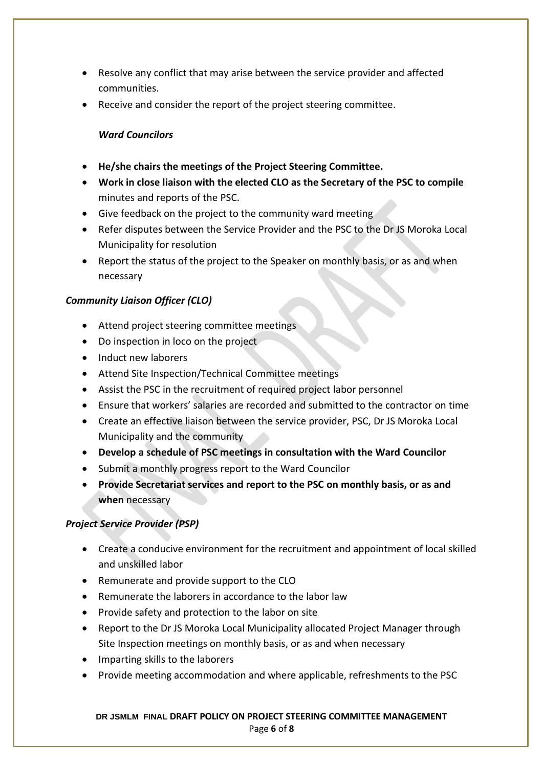- Resolve any conflict that may arise between the service provider and affected communities.
- Receive and consider the report of the project steering committee.

***Ward Councilors***

- **He/she chairs the meetings of the Project Steering Committee.**
- **Work in close liaison with the elected CLO as the Secretary of the PSC to compile** minutes and reports of the PSC.
- Give feedback on the project to the community ward meeting
- Refer disputes between the Service Provider and the PSC to the Dr JS Moroka Local Municipality for resolution
- Report the status of the project to the Speaker on monthly basis, or as and when necessary

***Community Liaison Officer (CLO)***

- Attend project steering committee meetings
- Do inspection in loco on the project
- Induct new laborers
- Attend Site Inspection/Technical Committee meetings
- Assist the PSC in the recruitment of required project labor personnel
- Ensure that workers' salaries are recorded and submitted to the contractor on time
- Create an effective liaison between the service provider, PSC, Dr JS Moroka Local Municipality and the community
- **Develop a schedule of PSC meetings in consultation with the Ward Councilor**
- Submit a monthly progress report to the Ward Councilor
- **Provide Secretariat services and report to the PSC on monthly basis, or as and when** necessary

***Project Service Provider (PSP)***

- Create a conducive environment for the recruitment and appointment of local skilled and unskilled labor
- Remunerate and provide support to the CLO
- Remunerate the laborers in accordance to the labor law
- Provide safety and protection to the labor on site
- Report to the Dr JS Moroka Local Municipality allocated Project Manager through Site Inspection meetings on monthly basis, or as and when necessary
- Imparting skills to the laborers
- Provide meeting accommodation and where applicable, refreshments to the PSC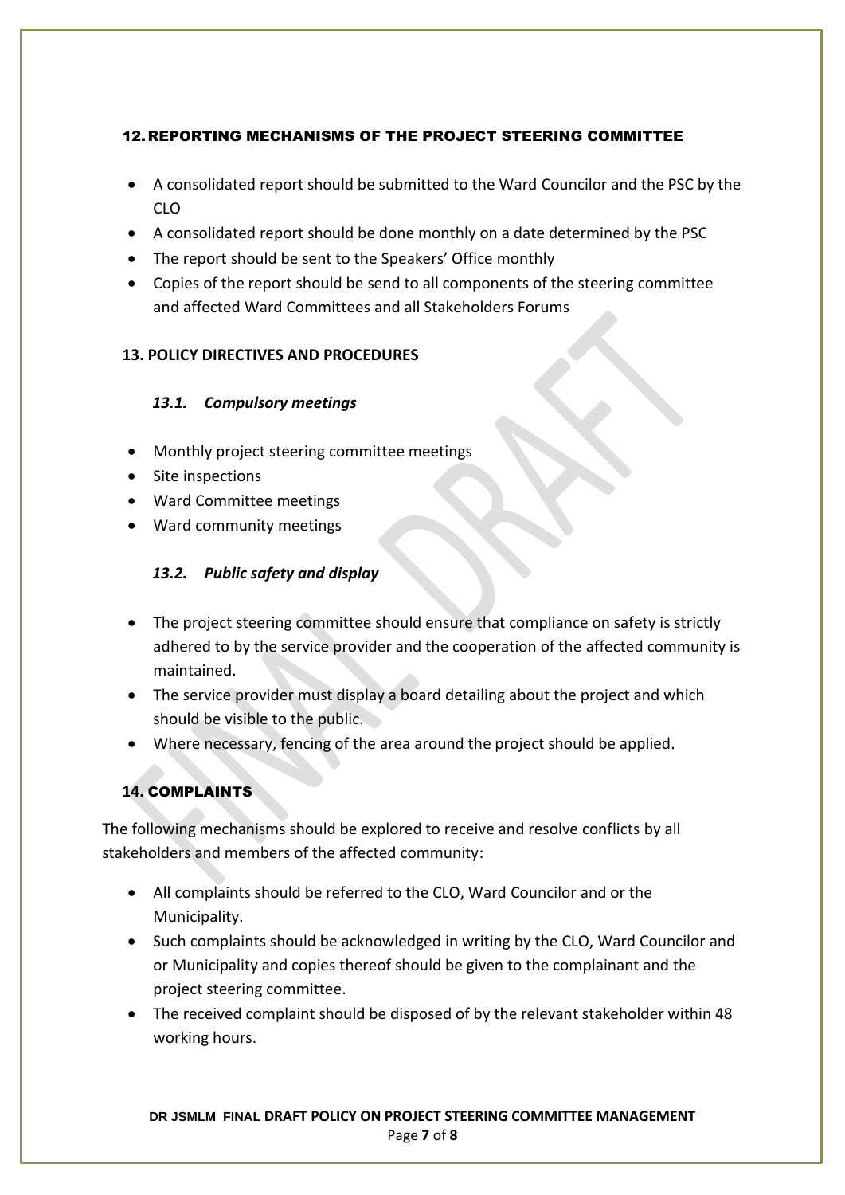## 12. REPORTING MECHANISMS OF THE PROJECT STEERING COMMITTEE

- A consolidated report should be submitted to the Ward Councilor and the PSC by the CLO
- A consolidated report should be done monthly on a date determined by the PSC
- The report should be sent to the Speakers' Office monthly
- Copies of the report should be send to all components of the steering committee and affected Ward Committees and all Stakeholders Forums

## 13. POLICY DIRECTIVES AND PROCEDURES

### *13.1. Compulsory meetings*

- Monthly project steering committee meetings
- Site inspections
- Ward Committee meetings
- Ward community meetings

### *13.2. Public safety and display*

- The project steering committee should ensure that compliance on safety is strictly adhered to by the service provider and the cooperation of the affected community is maintained.
- The service provider must display a board detailing about the project and which should be visible to the public.
- Where necessary, fencing of the area around the project should be applied.

## 14. COMPLAINTS

The following mechanisms should be explored to receive and resolve conflicts by all stakeholders and members of the affected community:

- All complaints should be referred to the CLO, Ward Councilor and or the Municipality.
- Such complaints should be acknowledged in writing by the CLO, Ward Councilor and or Municipality and copies thereof should be given to the complainant and the project steering committee.
- The received complaint should be disposed of by the relevant stakeholder within 48 working hours.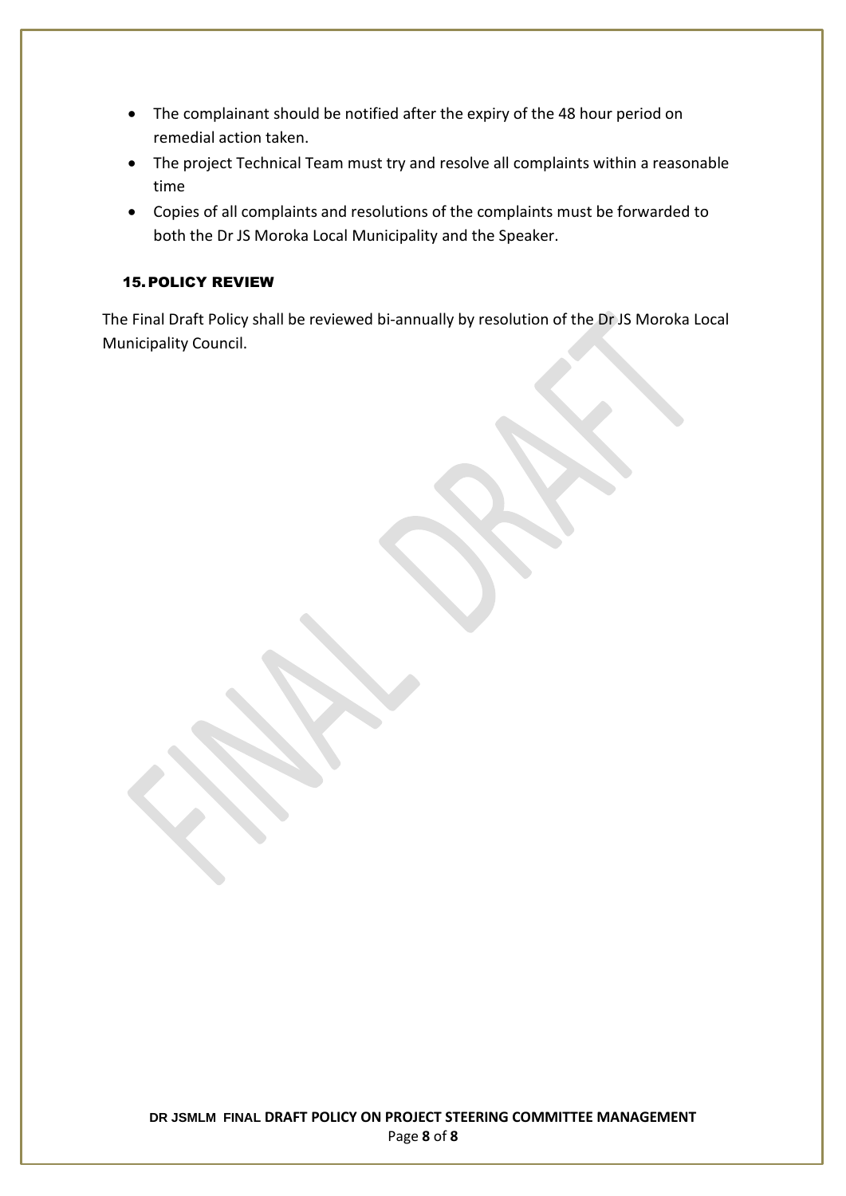- The complainant should be notified after the expiry of the 48 hour period on remedial action taken.
- The project Technical Team must try and resolve all complaints within a reasonable time
- Copies of all complaints and resolutions of the complaints must be forwarded to both the Dr JS Moroka Local Municipality and the Speaker.

## 15. POLICY REVIEW

The Final Draft Policy shall be reviewed bi-annually by resolution of the Dr JS Moroka Local Municipality Council.